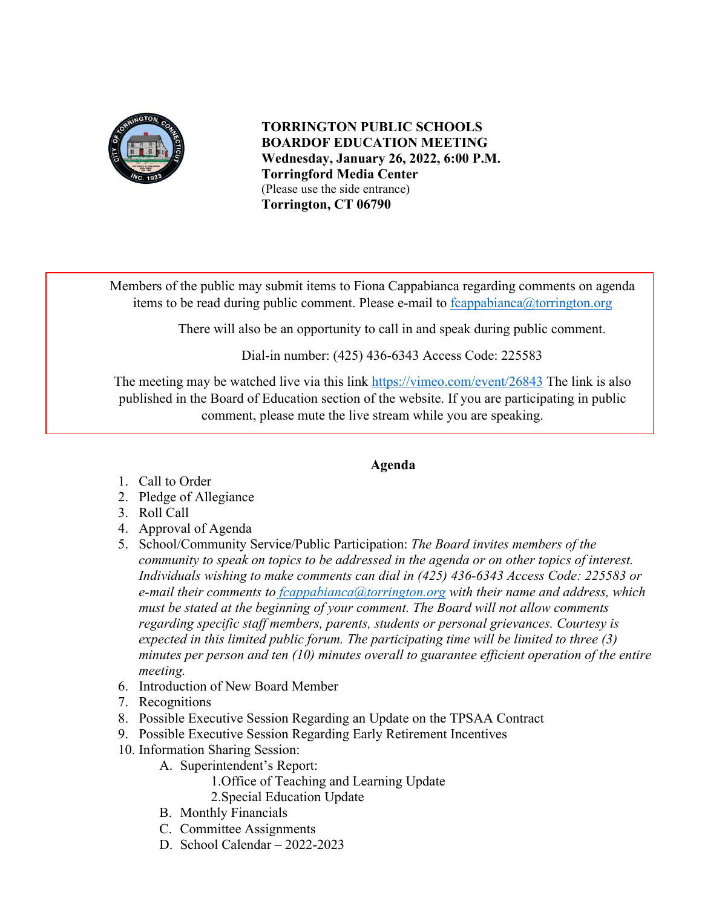**TORRINGTON PUBLIC SCHOOLS**
**BOARDOF EDUCATION MEETING**
**Wednesday, January 26, 2022, 6:00 P.M.**
**Torringford Media Center**
(Please use the side entrance)
**Torrington, CT 06790**

Members of the public may submit items to Fiona Cappabianca regarding comments on agenda items to be read during public comment. Please e-mail to fcappabianca@torrington.org

There will also be an opportunity to call in and speak during public comment.

Dial-in number: (425) 436-6343 Access Code: 225583

The meeting may be watched live via this link https://vimeo.com/event/26843 The link is also published in the Board of Education section of the website. If you are participating in public comment, please mute the live stream while you are speaking.

## Agenda

1. Call to Order
2. Pledge of Allegiance
3. Roll Call
4. Approval of Agenda
5. School/Community Service/Public Participation: *The Board invites members of the community to speak on topics to be addressed in the agenda or on other topics of interest. Individuals wishing to make comments can dial in (425) 436-6343 Access Code: 225583 or e-mail their comments to fcappabianca@torrington.org with their name and address, which must be stated at the beginning of your comment. The Board will not allow comments regarding specific staff members, parents, students or personal grievances. Courtesy is expected in this limited public forum. The participating time will be limited to three (3) minutes per person and ten (10) minutes overall to guarantee efficient operation of the entire meeting.*
6. Introduction of New Board Member
7. Recognitions
8. Possible Executive Session Regarding an Update on the TPSAA Contract
9. Possible Executive Session Regarding Early Retirement Incentives
10. Information Sharing Session:
    A. Superintendent's Report:
        1. Office of Teaching and Learning Update
        2. Special Education Update
    B. Monthly Financials
    C. Committee Assignments
    D. School Calendar – 2022-2023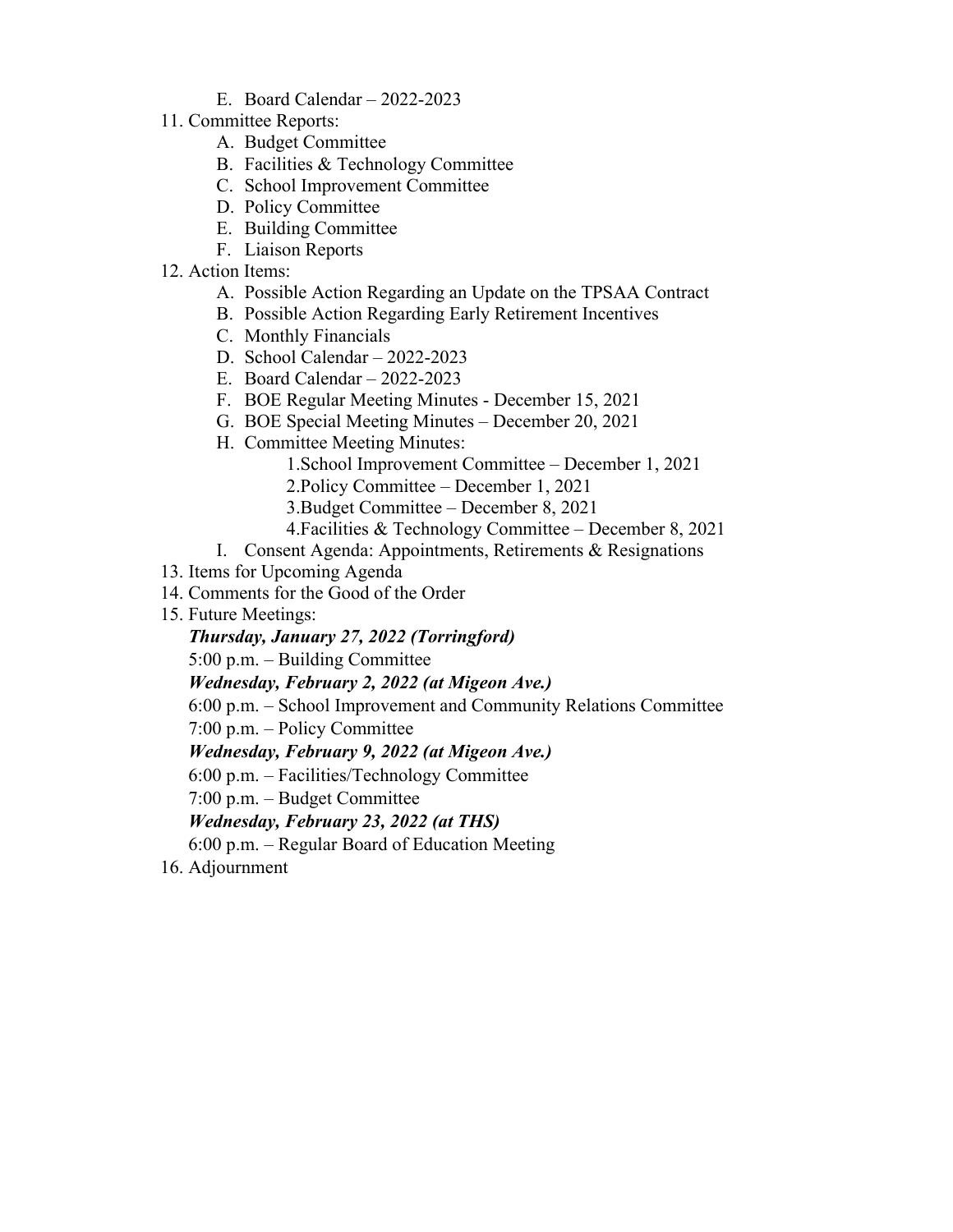E. Board Calendar – 2022-2023

11. Committee Reports:
    A. Budget Committee
    B. Facilities & Technology Committee
    C. School Improvement Committee
    D. Policy Committee
    E. Building Committee
    F. Liaison Reports
12. Action Items:
    A. Possible Action Regarding an Update on the TPSAA Contract
    B. Possible Action Regarding Early Retirement Incentives
    C. Monthly Financials
    D. School Calendar – 2022-2023
    E. Board Calendar – 2022-2023
    F. BOE Regular Meeting Minutes - December 15, 2021
    G. BOE Special Meeting Minutes – December 20, 2021
    H. Committee Meeting Minutes:
        1. School Improvement Committee – December 1, 2021
        2. Policy Committee – December 1, 2021
        3. Budget Committee – December 8, 2021
        4. Facilities & Technology Committee – December 8, 2021
    I. Consent Agenda: Appointments, Retirements & Resignations
13. Items for Upcoming Agenda
14. Comments for the Good of the Order
15. Future Meetings:

    ***Thursday, January 27, 2022 (Torringford)***

    5:00 p.m. – Building Committee

    ***Wednesday, February 2, 2022 (at Migeon Ave.)***

    6:00 p.m. – School Improvement and Community Relations Committee

    7:00 p.m. – Policy Committee

    ***Wednesday, February 9, 2022 (at Migeon Ave.)***

    6:00 p.m. – Facilities/Technology Committee

    7:00 p.m. – Budget Committee

    ***Wednesday, February 23, 2022 (at THS)***

    6:00 p.m. – Regular Board of Education Meeting
16. Adjournment